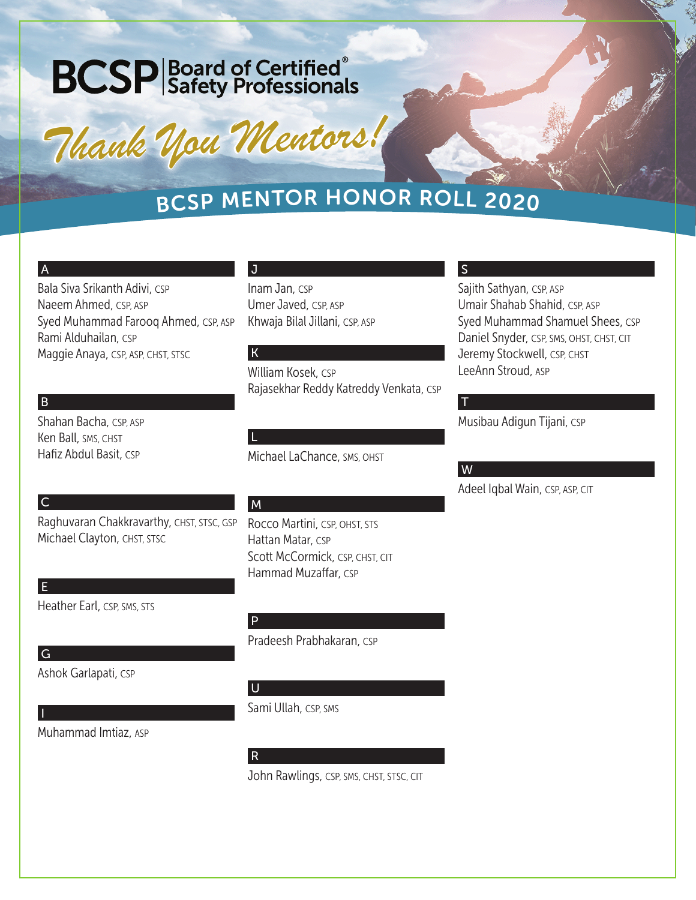# BCSP | Board of Certified® Safety Professionals

*Thank You Mentors!*

## BCSP MENTOR HONOR ROLL 2020

### A

Bala Siva Srikanth Adivi, CSP
Naeem Ahmed, CSP, ASP
Syed Muhammad Farooq Ahmed, CSP, ASP
Rami Alduhailan, CSP
Maggie Anaya, CSP, ASP, CHST, STSC

### B

Shahan Bacha, CSP, ASP
Ken Ball, SMS, CHST
Hafiz Abdul Basit, CSP

### C

Raghuvaran Chakkravarthy, CHST, STSC, GSP
Michael Clayton, CHST, STSC

### E

Heather Earl, CSP, SMS, STS

### G

Ashok Garlapati, CSP

### I

Muhammad Imtiaz, ASP

### J

Inam Jan, CSP
Umer Javed, CSP, ASP
Khwaja Bilal Jillani, CSP, ASP

### K

William Kosek, CSP
Rajasekhar Reddy Katreddy Venkata, CSP

### L

Michael LaChance, SMS, OHST

### M

Rocco Martini, CSP, OHST, STS
Hattan Matar, CSP
Scott McCormick, CSP, CHST, CIT
Hammad Muzaffar, CSP

### P

Pradeesh Prabhakaran, CSP

### U

Sami Ullah, CSP, SMS

### R

John Rawlings, CSP, SMS, CHST, STSC, CIT

### S

Sajith Sathyan, CSP, ASP
Umair Shahab Shahid, CSP, ASP
Syed Muhammad Shamuel Shees, CSP
Daniel Snyder, CSP, SMS, OHST, CHST, CIT
Jeremy Stockwell, CSP, CHST
LeeAnn Stroud, ASP

### T

Musibau Adigun Tijani, CSP

### W

Adeel Iqbal Wain, CSP, ASP, CIT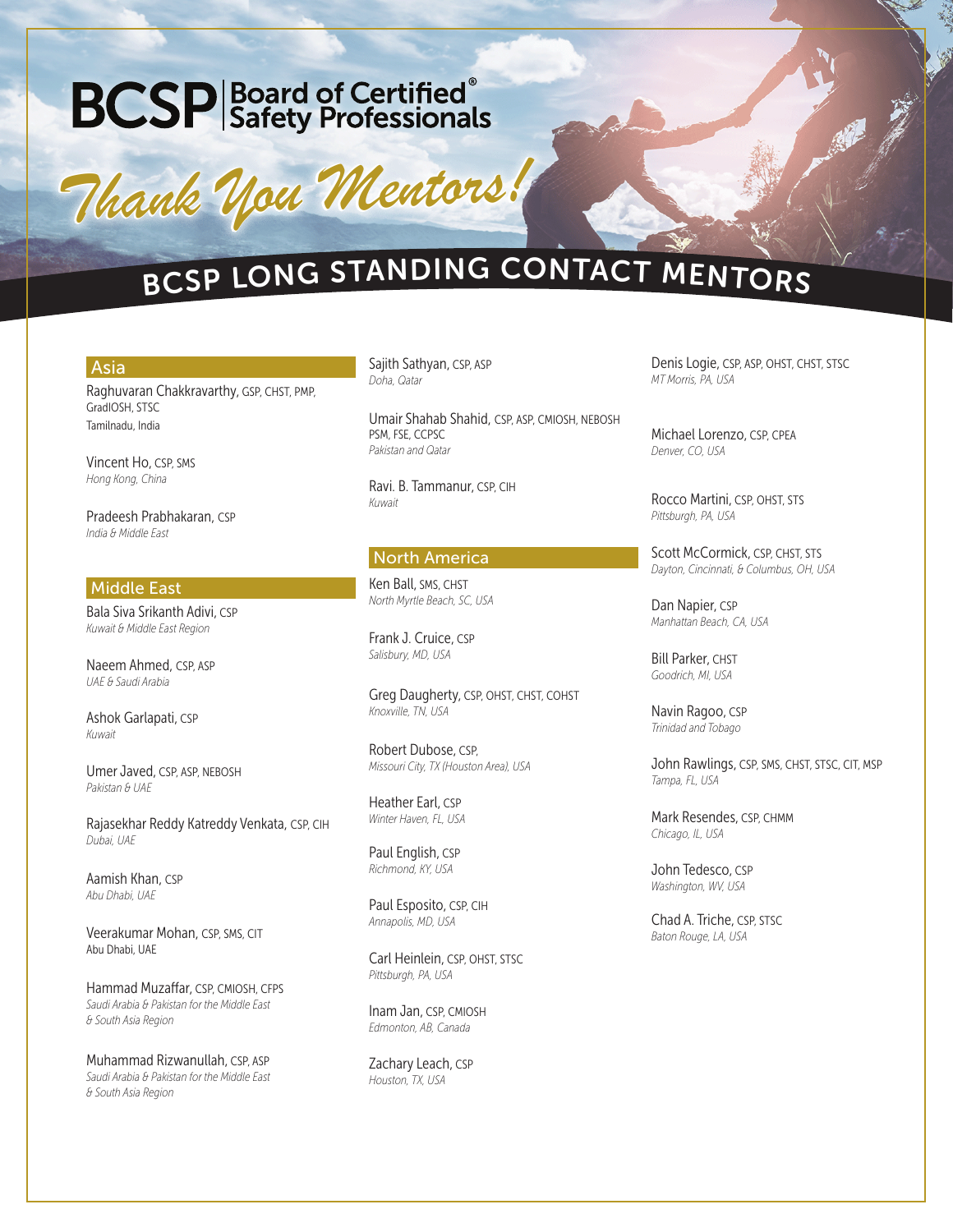BCSP | Board of Certified® Safety Professionals

*Thank You Mentors!*

# BCSP LONG STANDING CONTACT MENTORS

## Asia

Raghuvaran Chakkravarthy, GSP, CHST, PMP, GradIOSH, STSC
Tamilnadu, India

Vincent Ho, CSP, SMS
*Hong Kong, China*

Pradeesh Prabhakaran, CSP
*India & Middle East*

## Middle East

Bala Siva Srikanth Adivi, CSP
*Kuwait & Middle East Region*

Naeem Ahmed, CSP, ASP
*UAE & Saudi Arabia*

Ashok Garlapati, CSP
*Kuwait*

Umer Javed, CSP, ASP, NEBOSH
*Pakistan & UAE*

Rajasekhar Reddy Katreddy Venkata, CSP, CIH
*Dubai, UAE*

Aamish Khan, CSP
*Abu Dhabi, UAE*

Veerakumar Mohan, CSP, SMS, CIT
Abu Dhabi, UAE

Hammad Muzaffar, CSP, CMIOSH, CFPS
*Saudi Arabia & Pakistan for the Middle East & South Asia Region*

Muhammad Rizwanullah, CSP, ASP
*Saudi Arabia & Pakistan for the Middle East & South Asia Region*

Sajith Sathyan, CSP, ASP
*Doha, Qatar*

Umair Shahab Shahid, CSP, ASP, CMIOSH, NEBOSH PSM, FSE, CCPSC
*Pakistan and Qatar*

Ravi. B. Tammanur, CSP, CIH
*Kuwait*

## North America

Ken Ball, SMS, CHST
*North Myrtle Beach, SC, USA*

Frank J. Cruice, CSP
*Salisbury, MD, USA*

Greg Daugherty, CSP, OHST, CHST, COHST
*Knoxville, TN, USA*

Robert Dubose, CSP,
*Missouri City, TX (Houston Area), USA*

Heather Earl, CSP
*Winter Haven, FL, USA*

Paul English, CSP
*Richmond, KY, USA*

Paul Esposito, CSP, CIH
*Annapolis, MD, USA*

Carl Heinlein, CSP, OHST, STSC
*Pittsburgh, PA, USA*

Inam Jan, CSP, CMIOSH
*Edmonton, AB, Canada*

Zachary Leach, CSP
*Houston, TX, USA*

Denis Logie, CSP, ASP, OHST, CHST, STSC
*MT Morris, PA, USA*

Michael Lorenzo, CSP, CPEA
*Denver, CO, USA*

Rocco Martini, CSP, OHST, STS
*Pittsburgh, PA, USA*

Scott McCormick, CSP, CHST, STS
*Dayton, Cincinnati, & Columbus, OH, USA*

Dan Napier, CSP
*Manhattan Beach, CA, USA*

Bill Parker, CHST
*Goodrich, MI, USA*

Navin Ragoo, CSP
*Trinidad and Tobago*

John Rawlings, CSP, SMS, CHST, STSC, CIT, MSP
*Tampa, FL, USA*

Mark Resendes, CSP, CHMM
*Chicago, IL, USA*

John Tedesco, CSP
*Washington, WV, USA*

Chad A. Triche, CSP, STSC
*Baton Rouge, LA, USA*